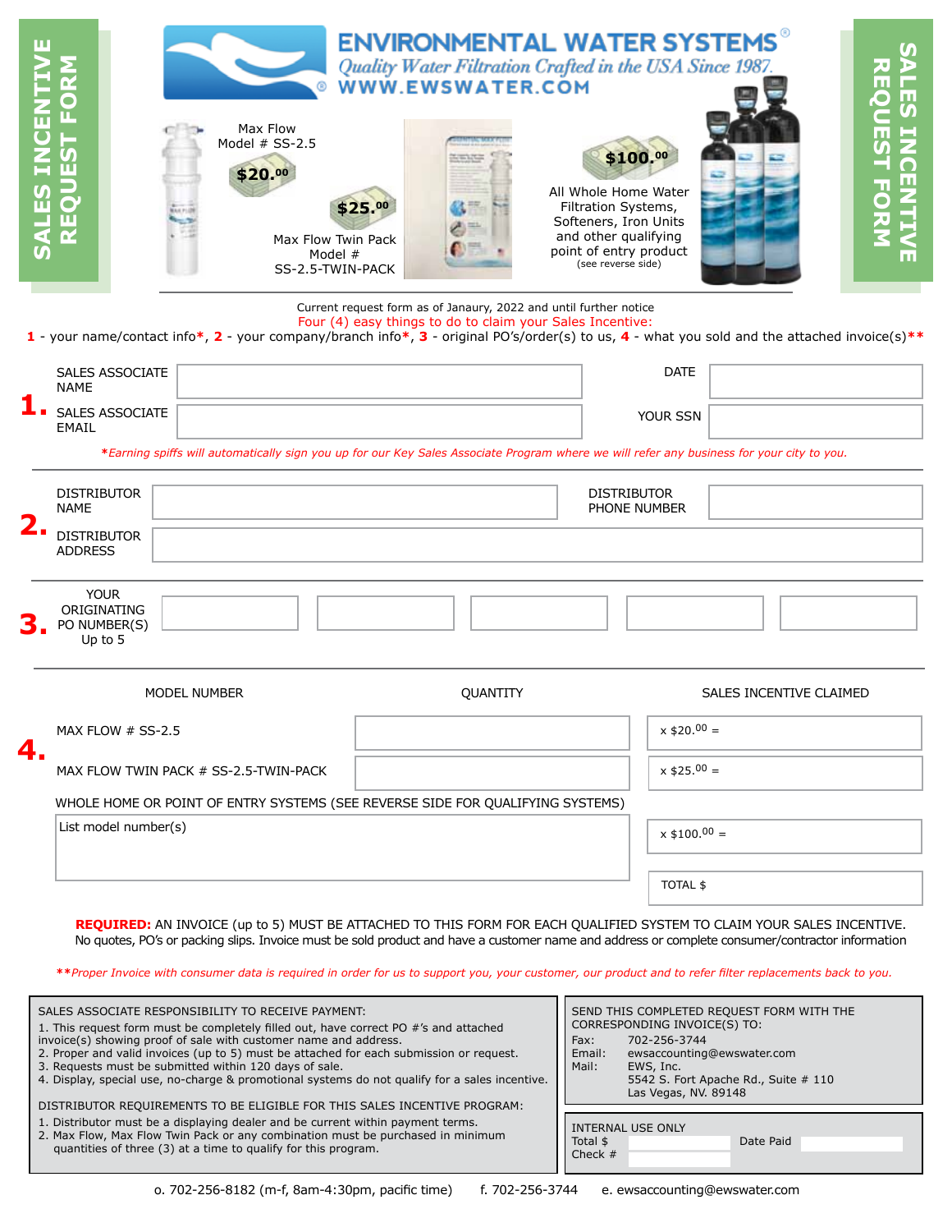# SALES INCENTIVE REQUEST FORM

## ENVIRONMENTAL WATER SYSTEMS®

*Quality Water Filtration Crafted in the USA Since 1987.*

WWW.EWSWATER.COM

Max Flow Model # SS-2.5 — **$20.00**

Max Flow Twin Pack Model # SS-2.5-TWIN-PACK — **$25.00**

All Whole Home Water Filtration Systems, Softeners, Iron Units and other qualifying point of entry product (see reverse side) — **$100.00**

Current request form as of Janaury, 2022 and until further notice

Four (4) easy things to do to claim your Sales Incentive:

**1** - your name/contact info*, **2** - your company/branch info*, **3** - original PO's/order(s) to us, **4** - what you sold and the attached invoice(s)**

## 1.

| SALES ASSOCIATE NAME | | DATE | |
|---|---|---|---|
| SALES ASSOCIATE EMAIL | | YOUR SSN | |

**\***_Earning spiffs will automatically sign you up for our Key Sales Associate Program where we will refer any business for your city to you._

## 2.

| DISTRIBUTOR NAME | | DISTRIBUTOR PHONE NUMBER | |
|---|---|---|---|
| DISTRIBUTOR ADDRESS | | | |

## 3.

| YOUR ORIGINATING PO NUMBER(S) Up to 5 | | | | | |
|---|---|---|---|---|---|

## 4.

| MODEL NUMBER | QUANTITY | SALES INCENTIVE CLAIMED |
|---|---|---|
| MAX FLOW # SS-2.5 | | x $20.00 = |
| MAX FLOW TWIN PACK # SS-2.5-TWIN-PACK | | x $25.00 = |
| WHOLE HOME OR POINT OF ENTRY SYSTEMS (SEE REVERSE SIDE FOR QUALIFYING SYSTEMS) — List model number(s) | | x $100.00 = |
| | | TOTAL $ |

**REQUIRED:** AN INVOICE (up to 5) MUST BE ATTACHED TO THIS FORM FOR EACH QUALIFIED SYSTEM TO CLAIM YOUR SALES INCENTIVE. No quotes, PO's or packing slips. Invoice must be sold product and have a customer name and address or complete consumer/contractor information

**\*\***_Proper Invoice with consumer data is required in order for us to support you, your customer, our product and to refer filter replacements back to you._

SALES ASSOCIATE RESPONSIBILITY TO RECEIVE PAYMENT:

1. This request form must be completely filled out, have correct PO #'s and attached invoice(s) showing proof of sale with customer name and address.
2. Proper and valid invoices (up to 5) must be attached for each submission or request.
3. Requests must be submitted within 120 days of sale.
4. Display, special use, no-charge & promotional systems do not qualify for a sales incentive.

DISTRIBUTOR REQUIREMENTS TO BE ELIGIBLE FOR THIS SALES INCENTIVE PROGRAM:

1. Distributor must be a displaying dealer and be current within payment terms.
2. Max Flow, Max Flow Twin Pack or any combination must be purchased in minimum quantities of three (3) at a time to qualify for this program.

SEND THIS COMPLETED REQUEST FORM WITH THE CORRESPONDING INVOICE(S) TO:

Fax: 702-256-3744
Email: ewsaccounting@ewswater.com
Mail: EWS, Inc.
5542 S. Fort Apache Rd., Suite # 110
Las Vegas, NV. 89148

INTERNAL USE ONLY

Total $ ____ Date Paid ____
Check # ____

o. 702-256-8182 (m-f, 8am-4:30pm, pacific time) f. 702-256-3744 e. ewsaccounting@ewswater.com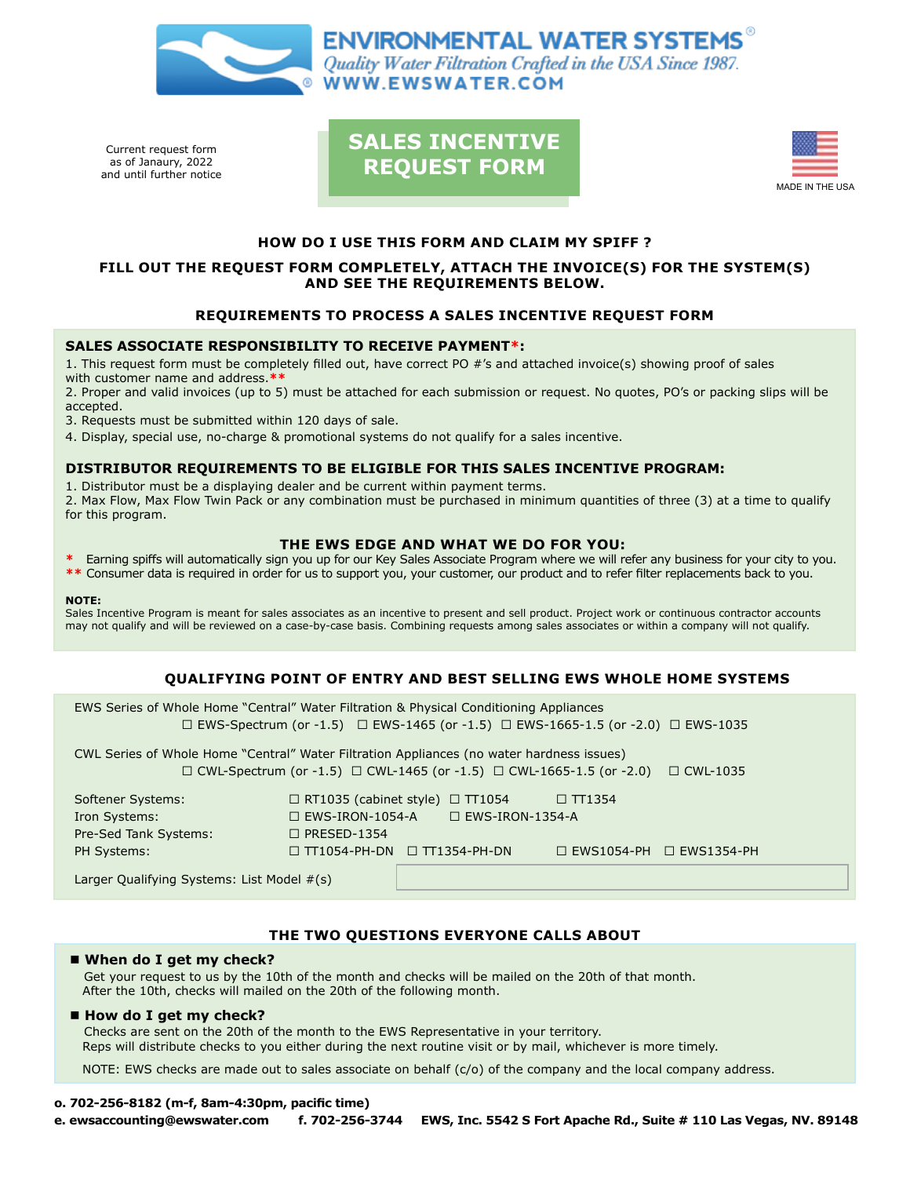# ENVIRONMENTAL WATER SYSTEMS®

*Quality Water Filtration Crafted in the USA Since 1987.*

WWW.EWSWATER.COM

Current request form as of Janaury, 2022 and until further notice

# SALES INCENTIVE REQUEST FORM

MADE IN THE USA

### HOW DO I USE THIS FORM AND CLAIM MY SPIFF ?

### FILL OUT THE REQUEST FORM COMPLETELY, ATTACH THE INVOICE(S) FOR THE SYSTEM(S) AND SEE THE REQUIREMENTS BELOW.

## REQUIREMENTS TO PROCESS A SALES INCENTIVE REQUEST FORM

### SALES ASSOCIATE RESPONSIBILITY TO RECEIVE PAYMENT*:

1. This request form must be completely filled out, have correct PO #'s and attached invoice(s) showing proof of sales with customer name and address.**
2. Proper and valid invoices (up to 5) must be attached for each submission or request. No quotes, PO's or packing slips will be accepted.
3. Requests must be submitted within 120 days of sale.
4. Display, special use, no-charge & promotional systems do not qualify for a sales incentive.

### DISTRIBUTOR REQUIREMENTS TO BE ELIGIBLE FOR THIS SALES INCENTIVE PROGRAM:

1. Distributor must be a displaying dealer and be current within payment terms.
2. Max Flow, Max Flow Twin Pack or any combination must be purchased in minimum quantities of three (3) at a time to qualify for this program.

### THE EWS EDGE AND WHAT WE DO FOR YOU:

\* Earning spiffs will automatically sign you up for our Key Sales Associate Program where we will refer any business for your city to you.

\*\* Consumer data is required in order for us to support you, your customer, our product and to refer filter replacements back to you.

**NOTE:**
Sales Incentive Program is meant for sales associates as an incentive to present and sell product. Project work or continuous contractor accounts may not qualify and will be reviewed on a case-by-case basis. Combining requests among sales associates or within a company will not qualify.

## QUALIFYING POINT OF ENTRY AND BEST SELLING EWS WHOLE HOME SYSTEMS

EWS Series of Whole Home "Central" Water Filtration & Physical Conditioning Appliances

☐ EWS-Spectrum (or -1.5) ☐ EWS-1465 (or -1.5) ☐ EWS-1665-1.5 (or -2.0) ☐ EWS-1035

CWL Series of Whole Home "Central" Water Filtration Appliances (no water hardness issues)

☐ CWL-Spectrum (or -1.5) ☐ CWL-1465 (or -1.5) ☐ CWL-1665-1.5 (or -2.0) ☐ CWL-1035

| | | | | |
|---|---|---|---|---|
| Softener Systems: | ☐ RT1035 (cabinet style) | ☐ TT1054 | ☐ TT1354 | |
| Iron Systems: | ☐ EWS-IRON-1054-A | ☐ EWS-IRON-1354-A | | |
| Pre-Sed Tank Systems: | ☐ PRESED-1354 | | | |
| PH Systems: | ☐ TT1054-PH-DN | ☐ TT1354-PH-DN | ☐ EWS1054-PH | ☐ EWS1354-PH |

Larger Qualifying Systems: List Model #(s)

## THE TWO QUESTIONS EVERYONE CALLS ABOUT

- **When do I get my check?**
  Get your request to us by the 10th of the month and checks will be mailed on the 20th of that month.
  After the 10th, checks will mailed on the 20th of the following month.

- **How do I get my check?**
  Checks are sent on the 20th of the month to the EWS Representative in your territory.
  Reps will distribute checks to you either during the next routine visit or by mail, whichever is more timely.

  NOTE: EWS checks are made out to sales associate on behalf (c/o) of the company and the local company address.

**o. 702-256-8182 (m-f, 8am-4:30pm, pacific time)**
**e. ewsaccounting@ewswater.com f. 702-256-3744 EWS, Inc. 5542 S Fort Apache Rd., Suite # 110 Las Vegas, NV. 89148**